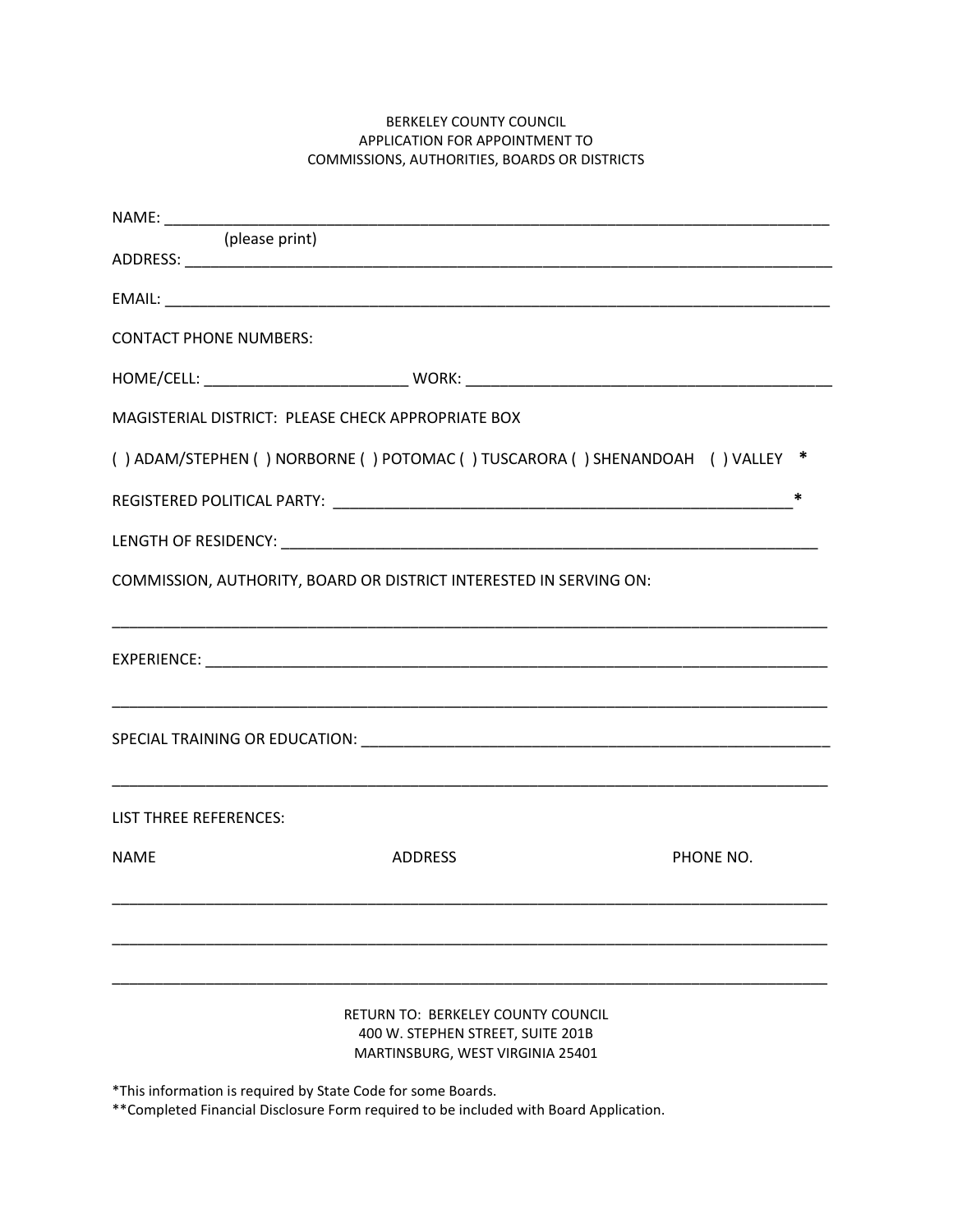BERKELEY COUNTY COUNCIL
APPLICATION FOR APPOINTMENT TO
COMMISSIONS, AUTHORITIES, BOARDS OR DISTRICTS

NAME: ___________________________________________________________________________
(please print)

ADDRESS: _________________________________________________________________________

EMAIL: ___________________________________________________________________________

CONTACT PHONE NUMBERS:

HOME/CELL: _______________________ WORK: _________________________________________

MAGISTERIAL DISTRICT: PLEASE CHECK APPROPRIATE BOX

( ) ADAM/STEPHEN ( ) NORBORNE ( ) POTOMAC ( ) TUSCARORA ( ) SHENANDOAH ( ) VALLEY *

REGISTERED POLITICAL PARTY: _____________________________________________________*

LENGTH OF RESIDENCY: _____________________________________________________________

COMMISSION, AUTHORITY, BOARD OR DISTRICT INTERESTED IN SERVING ON:

_________________________________________________________________________________

EXPERIENCE: ______________________________________________________________________

_________________________________________________________________________________

SPECIAL TRAINING OR EDUCATION: ____________________________________________________

_________________________________________________________________________________

LIST THREE REFERENCES:

| NAME | ADDRESS | PHONE NO. |
| --- | --- | --- |
| | | |
| | | |
| | | |

RETURN TO: BERKELEY COUNTY COUNCIL
400 W. STEPHEN STREET, SUITE 201B
MARTINSBURG, WEST VIRGINIA 25401

*This information is required by State Code for some Boards.
**Completed Financial Disclosure Form required to be included with Board Application.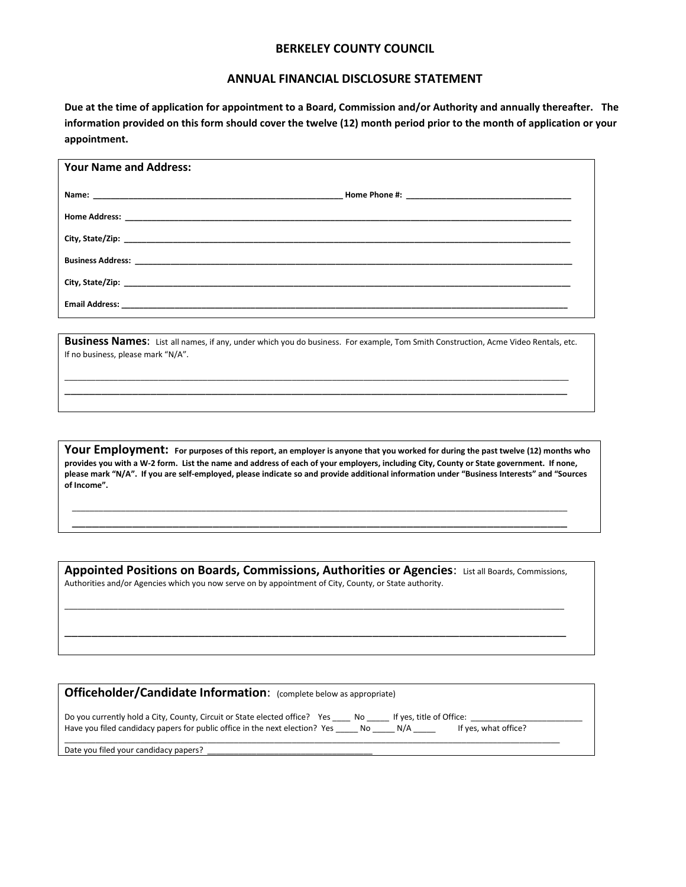# BERKELEY COUNTY COUNCIL

## ANNUAL FINANCIAL DISCLOSURE STATEMENT

**Due at the time of application for appointment to a Board, Commission and/or Authority and annually thereafter. The information provided on this form should cover the twelve (12) month period prior to the month of application or your appointment.**

### Your Name and Address:

**Name:** ______________________________ **Home Phone #:** ______________________________

**Home Address:** ______________________________

**City, State/Zip:** ______________________________

**Business Address:** ______________________________

**City, State/Zip:** ______________________________

**Email Address:** ______________________________

### Business Names:

List all names, if any, under which you do business. For example, Tom Smith Construction, Acme Video Rentals, etc. If no business, please mark "N/A".

______________________________

______________________________

### Your Employment:

**For purposes of this report, an employer is anyone that you worked for during the past twelve (12) months who provides you with a W-2 form. List the name and address of each of your employers, including City, County or State government. If none, please mark "N/A". If you are self-employed, please indicate so and provide additional information under "Business Interests" and "Sources of Income".**

______________________________

______________________________

### Appointed Positions on Boards, Commissions, Authorities or Agencies:

List all Boards, Commissions, Authorities and/or Agencies which you now serve on by appointment of City, County, or State authority.

______________________________

______________________________

### Officeholder/Candidate Information:

(complete below as appropriate)

Do you currently hold a City, County, Circuit or State elected office? Yes ____ No _____ If yes, title of Office: ________________________

Have you filed candidacy papers for public office in the next election? Yes _____ No _____ N/A _____ If yes, what office?

______________________________

Date you filed your candidacy papers? ______________________________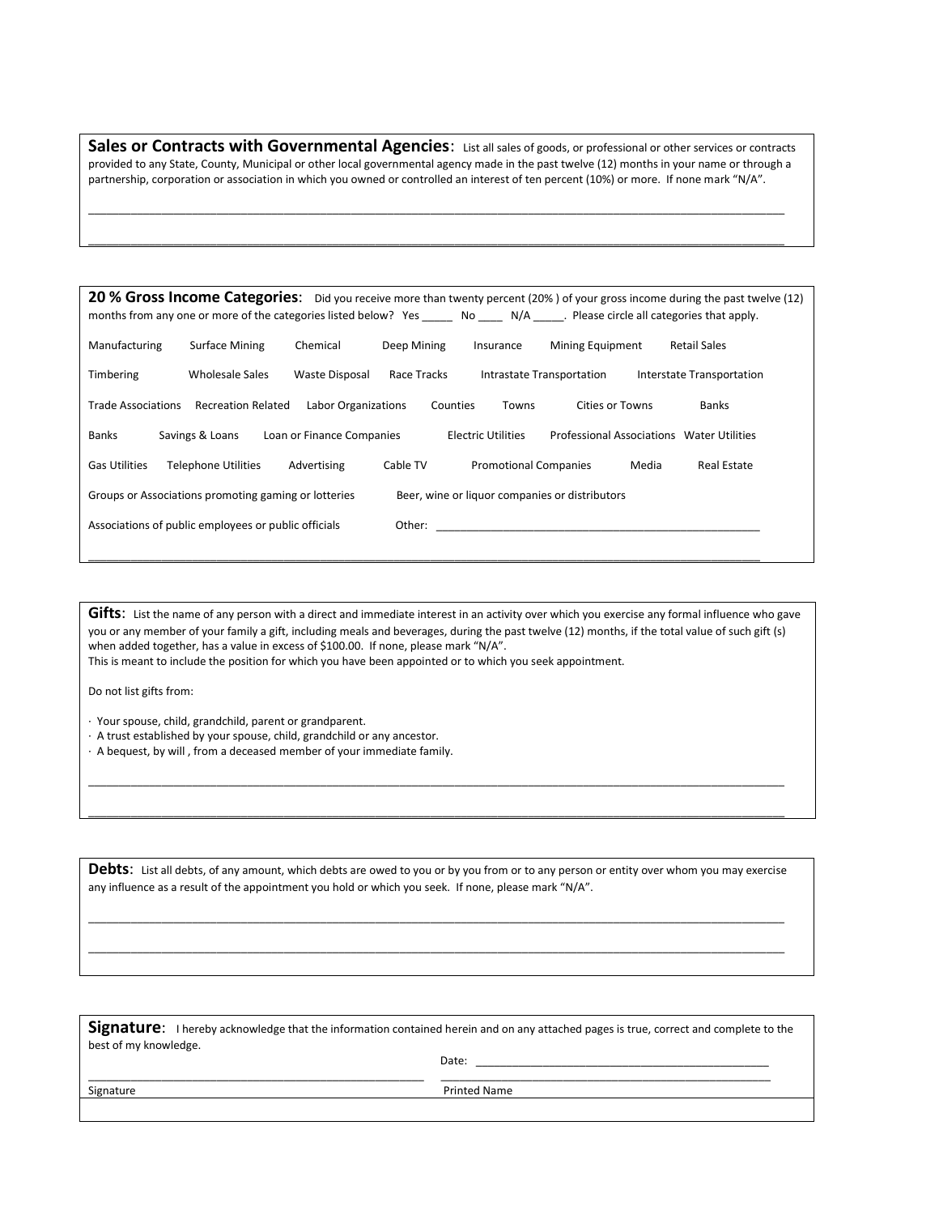**Sales or Contracts with Governmental Agencies**: List all sales of goods, or professional or other services or contracts provided to any State, County, Municipal or other local governmental agency made in the past twelve (12) months in your name or through a partnership, corporation or association in which you owned or controlled an interest of ten percent (10%) or more. If none mark "N/A".

_______________________________________________________________________________

_______________________________________________________________________________

**20 % Gross Income Categories**: Did you receive more than twenty percent (20% ) of your gross income during the past twelve (12) months from any one or more of the categories listed below? Yes _____ No ____ N/A _____. Please circle all categories that apply.

Manufacturing    Surface Mining    Chemical    Deep Mining    Insurance    Mining Equipment    Retail Sales

Timbering    Wholesale Sales    Waste Disposal    Race Tracks    Intrastate Transportation    Interstate Transportation

Trade Associations    Recreation Related    Labor Organizations    Counties    Towns    Cities or Towns    Banks

Banks    Savings & Loans    Loan or Finance Companies    Electric Utilities    Professional Associations    Water Utilities

Gas Utilities    Telephone Utilities    Advertising    Cable TV    Promotional Companies    Media    Real Estate

Groups or Associations promoting gaming or lotteries    Beer, wine or liquor companies or distributors

Associations of public employees or public officials    Other: _______________________________________

_______________________________________________________________________________

**Gifts**: List the name of any person with a direct and immediate interest in an activity over which you exercise any formal influence who gave you or any member of your family a gift, including meals and beverages, during the past twelve (12) months, if the total value of such gift (s) when added together, has a value in excess of $100.00. If none, please mark "N/A".
This is meant to include the position for which you have been appointed or to which you seek appointment.

Do not list gifts from:

- Your spouse, child, grandchild, parent or grandparent.
- A trust established by your spouse, child, grandchild or any ancestor.
- A bequest, by will , from a deceased member of your immediate family.

_______________________________________________________________________________

_______________________________________________________________________________

**Debts**: List all debts, of any amount, which debts are owed to you or by you from or to any person or entity over whom you may exercise any influence as a result of the appointment you hold or which you seek. If none, please mark "N/A".

_______________________________________________________________________________

_______________________________________________________________________________

**Signature**: I hereby acknowledge that the information contained herein and on any attached pages is true, correct and complete to the best of my knowledge.

Date: ______________________________________

______________________________________    ______________________________________
Signature    Printed Name